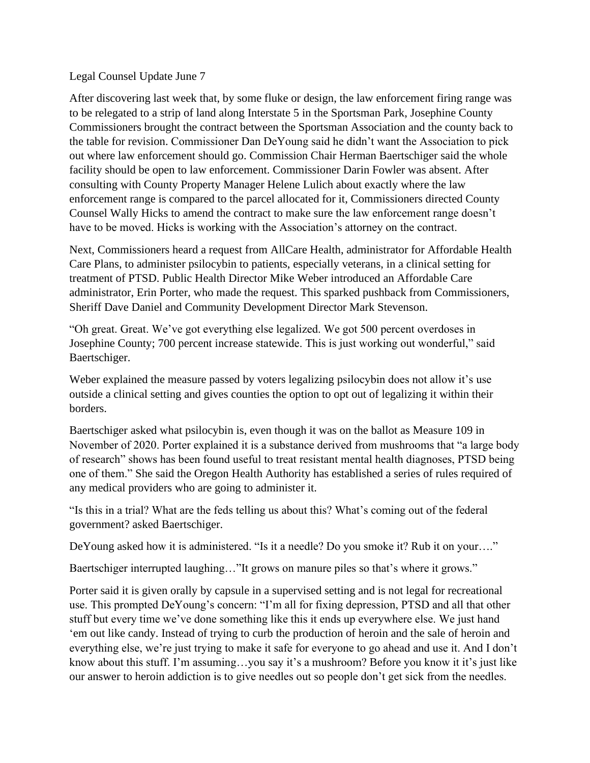Legal Counsel Update June 7

After discovering last week that, by some fluke or design, the law enforcement firing range was to be relegated to a strip of land along Interstate 5 in the Sportsman Park, Josephine County Commissioners brought the contract between the Sportsman Association and the county back to the table for revision. Commissioner Dan DeYoung said he didn't want the Association to pick out where law enforcement should go. Commission Chair Herman Baertschiger said the whole facility should be open to law enforcement. Commissioner Darin Fowler was absent. After consulting with County Property Manager Helene Lulich about exactly where the law enforcement range is compared to the parcel allocated for it, Commissioners directed County Counsel Wally Hicks to amend the contract to make sure the law enforcement range doesn't have to be moved. Hicks is working with the Association's attorney on the contract.

Next, Commissioners heard a request from AllCare Health, administrator for Affordable Health Care Plans, to administer psilocybin to patients, especially veterans, in a clinical setting for treatment of PTSD. Public Health Director Mike Weber introduced an Affordable Care administrator, Erin Porter, who made the request. This sparked pushback from Commissioners, Sheriff Dave Daniel and Community Development Director Mark Stevenson.

"Oh great. Great. We've got everything else legalized. We got 500 percent overdoses in Josephine County; 700 percent increase statewide. This is just working out wonderful," said Baertschiger.

Weber explained the measure passed by voters legalizing psilocybin does not allow it's use outside a clinical setting and gives counties the option to opt out of legalizing it within their borders.

Baertschiger asked what psilocybin is, even though it was on the ballot as Measure 109 in November of 2020. Porter explained it is a substance derived from mushrooms that "a large body of research" shows has been found useful to treat resistant mental health diagnoses, PTSD being one of them." She said the Oregon Health Authority has established a series of rules required of any medical providers who are going to administer it.

"Is this in a trial? What are the feds telling us about this? What's coming out of the federal government? asked Baertschiger.

DeYoung asked how it is administered. "Is it a needle? Do you smoke it? Rub it on your…."

Baertschiger interrupted laughing…"It grows on manure piles so that's where it grows."

Porter said it is given orally by capsule in a supervised setting and is not legal for recreational use. This prompted DeYoung's concern: "I'm all for fixing depression, PTSD and all that other stuff but every time we've done something like this it ends up everywhere else. We just hand 'em out like candy. Instead of trying to curb the production of heroin and the sale of heroin and everything else, we're just trying to make it safe for everyone to go ahead and use it. And I don't know about this stuff. I'm assuming…you say it's a mushroom? Before you know it it's just like our answer to heroin addiction is to give needles out so people don't get sick from the needles.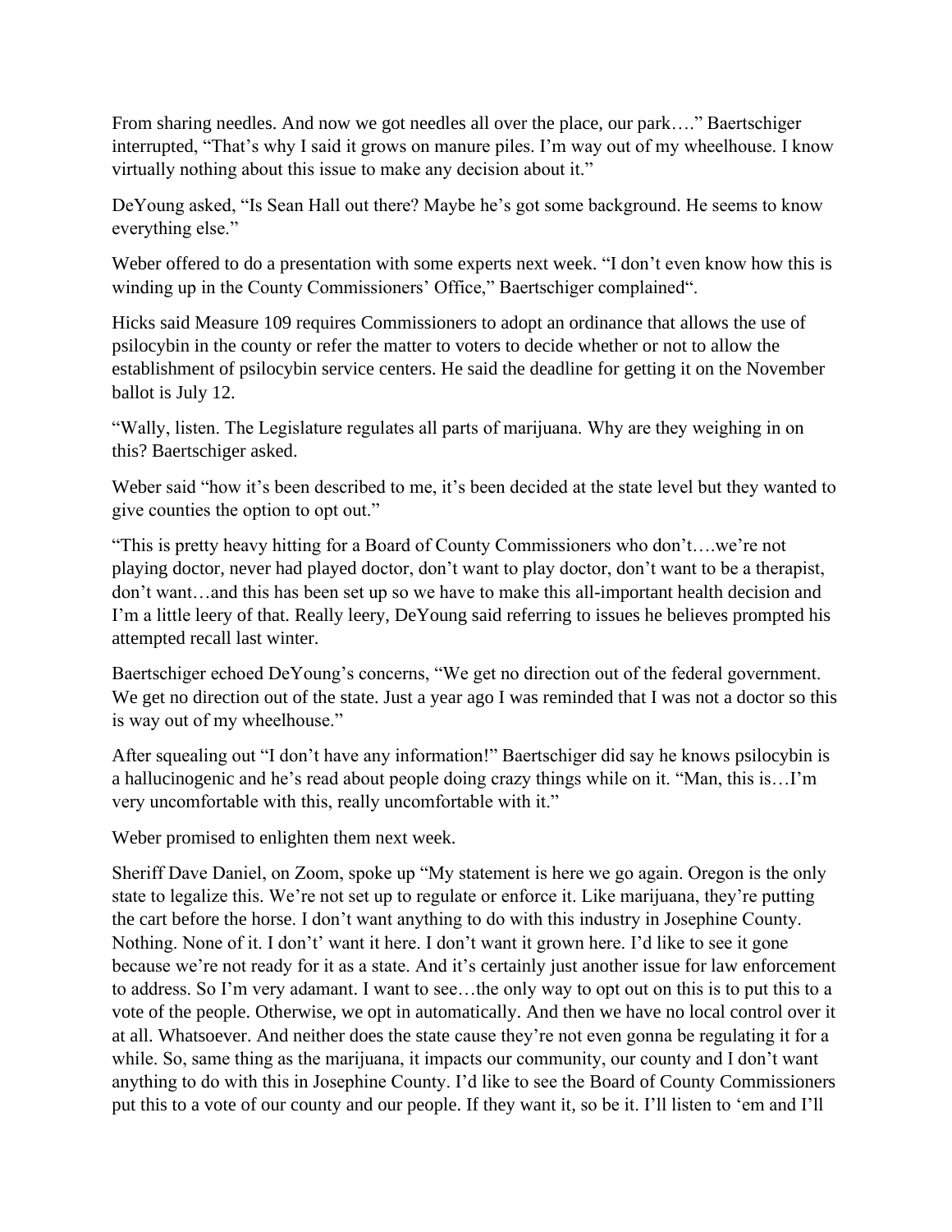From sharing needles. And now we got needles all over the place, our park…." Baertschiger interrupted, "That's why I said it grows on manure piles. I'm way out of my wheelhouse. I know virtually nothing about this issue to make any decision about it."

DeYoung asked, "Is Sean Hall out there? Maybe he's got some background. He seems to know everything else."

Weber offered to do a presentation with some experts next week. "I don't even know how this is winding up in the County Commissioners' Office," Baertschiger complained".

Hicks said Measure 109 requires Commissioners to adopt an ordinance that allows the use of psilocybin in the county or refer the matter to voters to decide whether or not to allow the establishment of psilocybin service centers. He said the deadline for getting it on the November ballot is July 12.

"Wally, listen. The Legislature regulates all parts of marijuana. Why are they weighing in on this? Baertschiger asked.

Weber said "how it's been described to me, it's been decided at the state level but they wanted to give counties the option to opt out."

"This is pretty heavy hitting for a Board of County Commissioners who don't….we're not playing doctor, never had played doctor, don't want to play doctor, don't want to be a therapist, don't want…and this has been set up so we have to make this all-important health decision and I'm a little leery of that. Really leery, DeYoung said referring to issues he believes prompted his attempted recall last winter.

Baertschiger echoed DeYoung's concerns, "We get no direction out of the federal government. We get no direction out of the state. Just a year ago I was reminded that I was not a doctor so this is way out of my wheelhouse."

After squealing out "I don't have any information!" Baertschiger did say he knows psilocybin is a hallucinogenic and he's read about people doing crazy things while on it. "Man, this is…I'm very uncomfortable with this, really uncomfortable with it."

Weber promised to enlighten them next week.

Sheriff Dave Daniel, on Zoom, spoke up "My statement is here we go again. Oregon is the only state to legalize this. We're not set up to regulate or enforce it. Like marijuana, they're putting the cart before the horse. I don't want anything to do with this industry in Josephine County. Nothing. None of it. I don't' want it here. I don't want it grown here. I'd like to see it gone because we're not ready for it as a state. And it's certainly just another issue for law enforcement to address. So I'm very adamant. I want to see…the only way to opt out on this is to put this to a vote of the people. Otherwise, we opt in automatically. And then we have no local control over it at all. Whatsoever. And neither does the state cause they're not even gonna be regulating it for a while. So, same thing as the marijuana, it impacts our community, our county and I don't want anything to do with this in Josephine County. I'd like to see the Board of County Commissioners put this to a vote of our county and our people. If they want it, so be it. I'll listen to 'em and I'll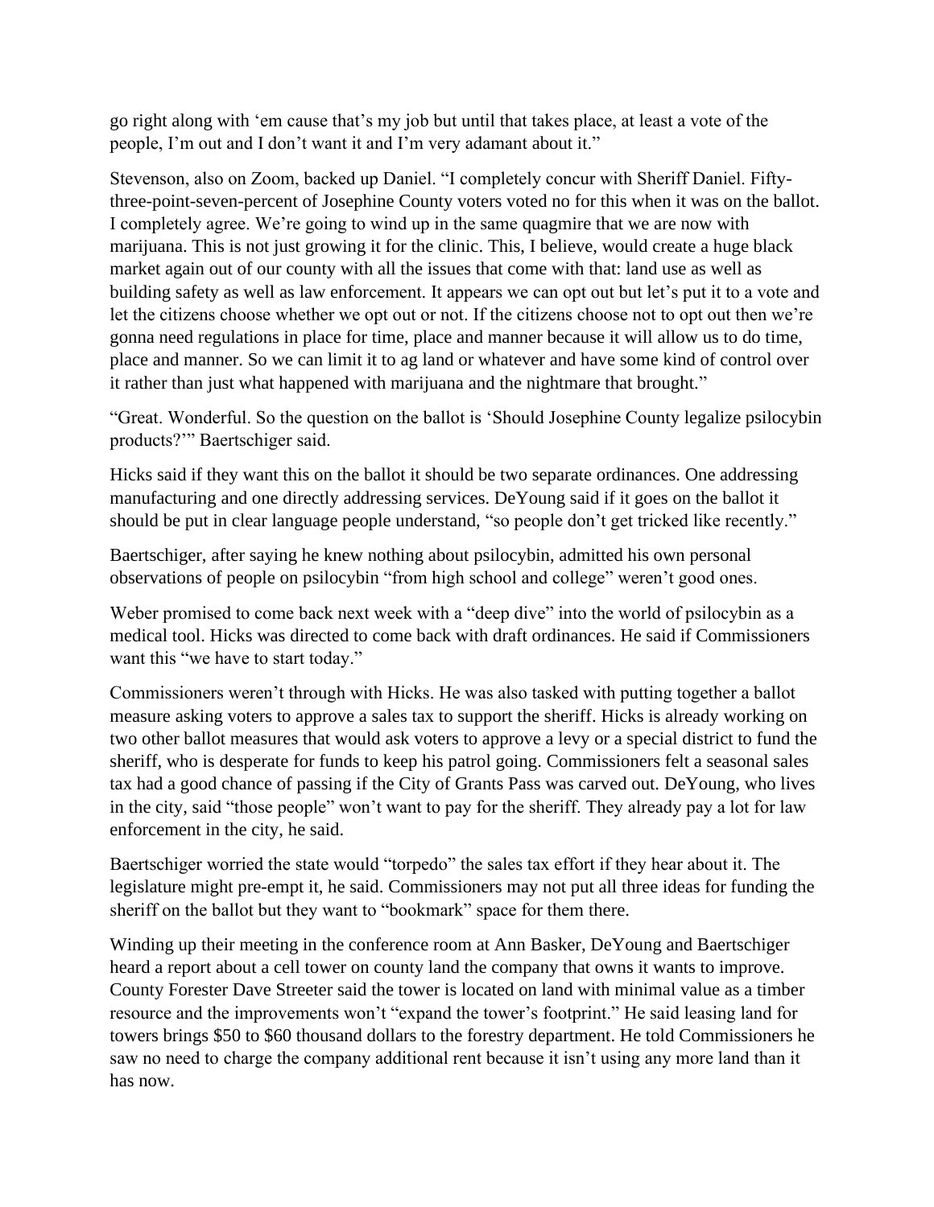go right along with 'em cause that's my job but until that takes place, at least a vote of the people, I'm out and I don't want it and I'm very adamant about it."

Stevenson, also on Zoom, backed up Daniel. "I completely concur with Sheriff Daniel. Fifty-three-point-seven-percent of Josephine County voters voted no for this when it was on the ballot. I completely agree. We're going to wind up in the same quagmire that we are now with marijuana. This is not just growing it for the clinic. This, I believe, would create a huge black market again out of our county with all the issues that come with that: land use as well as building safety as well as law enforcement. It appears we can opt out but let's put it to a vote and let the citizens choose whether we opt out or not. If the citizens choose not to opt out then we're gonna need regulations in place for time, place and manner because it will allow us to do time, place and manner. So we can limit it to ag land or whatever and have some kind of control over it rather than just what happened with marijuana and the nightmare that brought."

"Great. Wonderful. So the question on the ballot is 'Should Josephine County legalize psilocybin products?'" Baertschiger said.

Hicks said if they want this on the ballot it should be two separate ordinances. One addressing manufacturing and one directly addressing services. DeYoung said if it goes on the ballot it should be put in clear language people understand, "so people don't get tricked like recently."

Baertschiger, after saying he knew nothing about psilocybin, admitted his own personal observations of people on psilocybin "from high school and college" weren't good ones.

Weber promised to come back next week with a "deep dive" into the world of psilocybin as a medical tool. Hicks was directed to come back with draft ordinances. He said if Commissioners want this "we have to start today."

Commissioners weren't through with Hicks. He was also tasked with putting together a ballot measure asking voters to approve a sales tax to support the sheriff. Hicks is already working on two other ballot measures that would ask voters to approve a levy or a special district to fund the sheriff, who is desperate for funds to keep his patrol going. Commissioners felt a seasonal sales tax had a good chance of passing if the City of Grants Pass was carved out. DeYoung, who lives in the city, said "those people" won't want to pay for the sheriff. They already pay a lot for law enforcement in the city, he said.

Baertschiger worried the state would "torpedo" the sales tax effort if they hear about it. The legislature might pre-empt it, he said. Commissioners may not put all three ideas for funding the sheriff on the ballot but they want to "bookmark" space for them there.

Winding up their meeting in the conference room at Ann Basker, DeYoung and Baertschiger heard a report about a cell tower on county land the company that owns it wants to improve. County Forester Dave Streeter said the tower is located on land with minimal value as a timber resource and the improvements won't "expand the tower's footprint." He said leasing land for towers brings $50 to $60 thousand dollars to the forestry department. He told Commissioners he saw no need to charge the company additional rent because it isn't using any more land than it has now.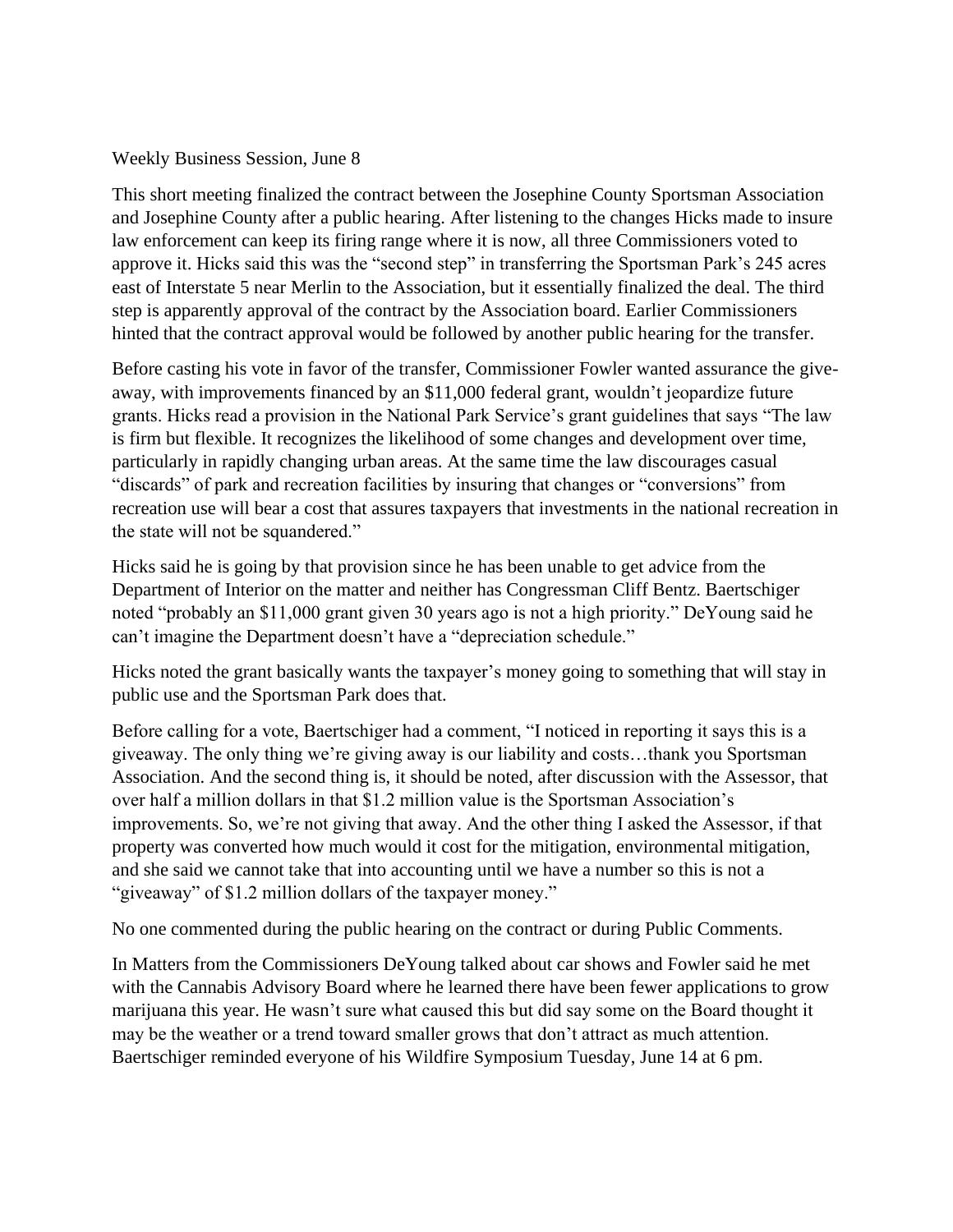Weekly Business Session, June 8

This short meeting finalized the contract between the Josephine County Sportsman Association and Josephine County after a public hearing. After listening to the changes Hicks made to insure law enforcement can keep its firing range where it is now, all three Commissioners voted to approve it. Hicks said this was the "second step" in transferring the Sportsman Park's 245 acres east of Interstate 5 near Merlin to the Association, but it essentially finalized the deal. The third step is apparently approval of the contract by the Association board. Earlier Commissioners hinted that the contract approval would be followed by another public hearing for the transfer.

Before casting his vote in favor of the transfer, Commissioner Fowler wanted assurance the give-away, with improvements financed by an $11,000 federal grant, wouldn't jeopardize future grants. Hicks read a provision in the National Park Service's grant guidelines that says "The law is firm but flexible. It recognizes the likelihood of some changes and development over time, particularly in rapidly changing urban areas. At the same time the law discourages casual "discards" of park and recreation facilities by insuring that changes or "conversions" from recreation use will bear a cost that assures taxpayers that investments in the national recreation in the state will not be squandered."

Hicks said he is going by that provision since he has been unable to get advice from the Department of Interior on the matter and neither has Congressman Cliff Bentz. Baertschiger noted "probably an $11,000 grant given 30 years ago is not a high priority." DeYoung said he can't imagine the Department doesn't have a "depreciation schedule."

Hicks noted the grant basically wants the taxpayer's money going to something that will stay in public use and the Sportsman Park does that.

Before calling for a vote, Baertschiger had a comment, "I noticed in reporting it says this is a giveaway. The only thing we're giving away is our liability and costs…thank you Sportsman Association. And the second thing is, it should be noted, after discussion with the Assessor, that over half a million dollars in that $1.2 million value is the Sportsman Association's improvements. So, we're not giving that away. And the other thing I asked the Assessor, if that property was converted how much would it cost for the mitigation, environmental mitigation, and she said we cannot take that into accounting until we have a number so this is not a "giveaway" of $1.2 million dollars of the taxpayer money."

No one commented during the public hearing on the contract or during Public Comments.

In Matters from the Commissioners DeYoung talked about car shows and Fowler said he met with the Cannabis Advisory Board where he learned there have been fewer applications to grow marijuana this year. He wasn't sure what caused this but did say some on the Board thought it may be the weather or a trend toward smaller grows that don't attract as much attention. Baertschiger reminded everyone of his Wildfire Symposium Tuesday, June 14 at 6 pm.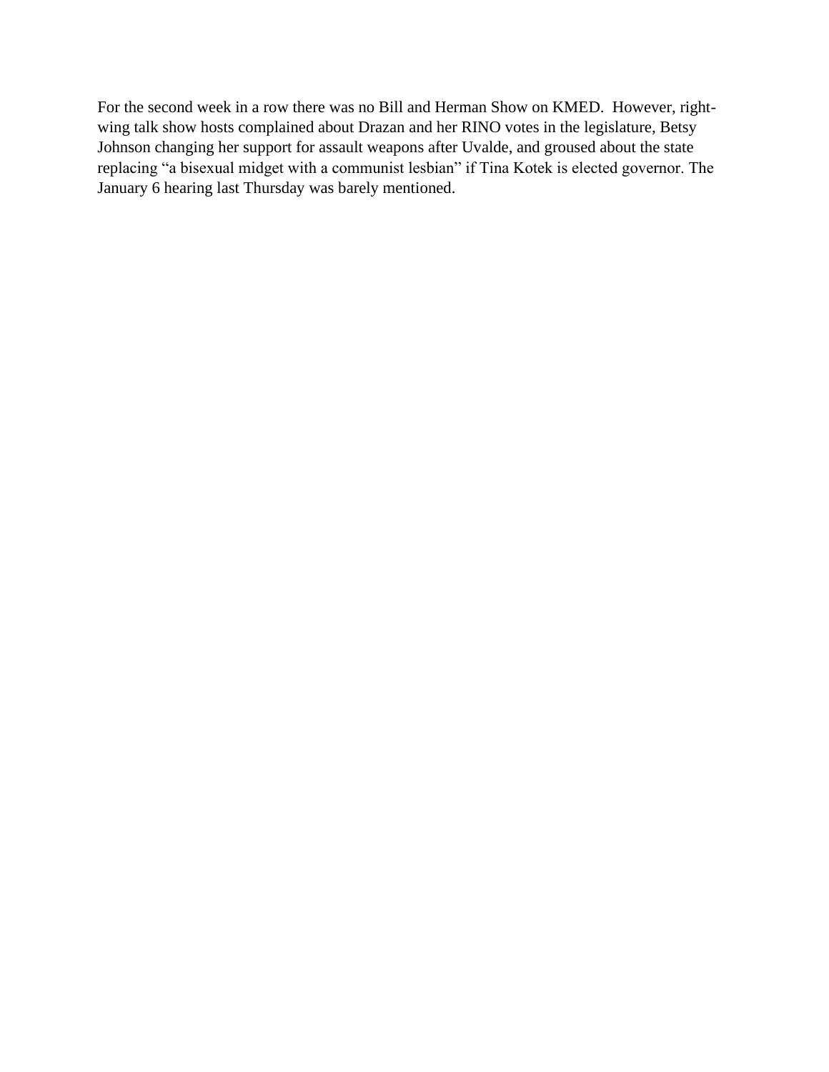For the second week in a row there was no Bill and Herman Show on KMED. However, right-wing talk show hosts complained about Drazan and her RINO votes in the legislature, Betsy Johnson changing her support for assault weapons after Uvalde, and groused about the state replacing "a bisexual midget with a communist lesbian" if Tina Kotek is elected governor. The January 6 hearing last Thursday was barely mentioned.